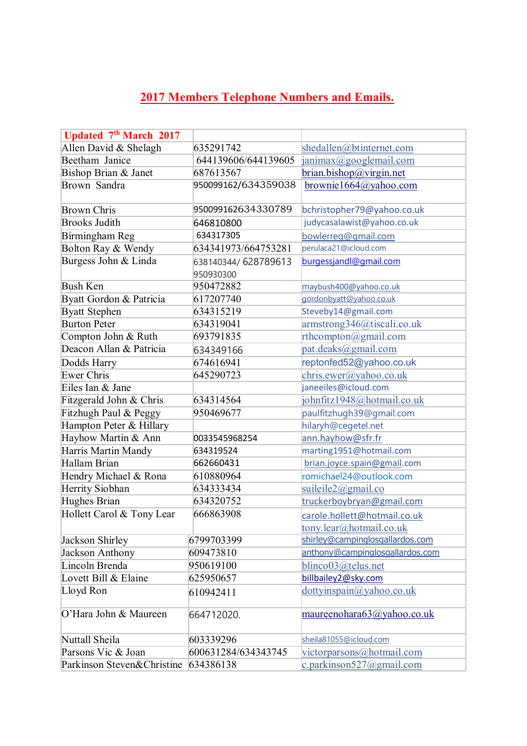# 2017 Members Telephone Numbers and Emails.

| Updated 7th March 2017 | | |
|---|---|---|
| Allen David & Shelagh | 635291742 | shedallen@btinternet.com |
| Beetham Janice | 644139606/644139605 | janimax@googlemail.com |
| Bishop Brian & Janet | 687613567 | brian.bishop@virgin.net |
| Brown Sandra | 950099162/634359038 | brownie1664@yahoo.com |
| Brown Chris | 950099162634330789 | bchristopher79@yahoo.co.uk |
| Brooks Judith | 646810800 | judycasalawist@yahoo.co.uk |
| Birmingham Reg | 634317305 | bowlerreg@gmail.com |
| Bolton Ray & Wendy | 634341973/664753281 | perulaca21@icloud.com |
| Burgess John & Linda | 638140344/ 628789613 950930300 | burgessjandl@gmail.com |
| Bush Ken | 950472882 | maybush400@yahoo.co.uk |
| Byatt Gordon & Patricia | 617207740 | gordonbyatt@yahoo.co.uk |
| Byatt Stephen | 634315219 | Steveby14@gmail.com |
| Burton Peter | 634319041 | armstrong346@tiscali.co.uk |
| Compton John & Ruth | 693791835 | rthcompton@gmail.com |
| Deacon Allan & Patricia | 634349166 | pat.deaks@gmail.com |
| Dodds Harry | 674616941 | reptonfed52@yahoo.co.uk |
| Ewer Chris | 645290723 | chris.ewer@yahoo.co.uk |
| Eiles Ian & Jane | | janeeiles@icloud.com |
| Fitzgerald John & Chris | 634314564 | johnfitz1948@hotmail.co.uk |
| Fitzhugh Paul & Peggy | 950469677 | paulfitzhugh39@gmail.com |
| Hampton Peter & Hillary | | hilaryh@cegetel.net |
| Hayhow Martin & Ann | 0033545968254 | ann.hayhow@sfr.fr |
| Harris Martin Mandy | 634319524 | martingl951@hotmail.com |
| Hallam Brian | 662660431 | brian.joyce.spain@gmail.com |
| Hendry Michael & Rona | 610880964 | romichael24@outlook.com |
| Herrity Siobhan | 634333434 | suileile2@gmail.co |
| Hughes Brian | 634320752 | truckerboybryan@gmail.com |
| Hollett Carol & Tony Lear | 666863908 | carole.hollett@hotmail.co.uk tony.lear@hotmail.co.uk |
| Jackson Shirley | 6799703399 | shirley@campinglosgallardos.com |
| Jackson Anthony | 609473810 | anthony@campinglosgallardos.com |
| Lincoln Brenda | 950619100 | blinco03@telus.net |
| Lovett Bill & Elaine | 625950657 | billbailey2@sky.com |
| Lloyd Ron | 610942411 | dottyinspain@yahoo.co.uk |
| O'Hara John & Maureen | 664712020. | maureenohara63@yahoo.co.uk |
| Nuttall Sheila | 603339296 | sheila81055@icloud.com |
| Parsons Vic & Joan | 600631284/634343745 | victorparsons@hotmail.com |
| Parkinson Steven&Christine | 634386138 | c.parkinson527@gmail.com |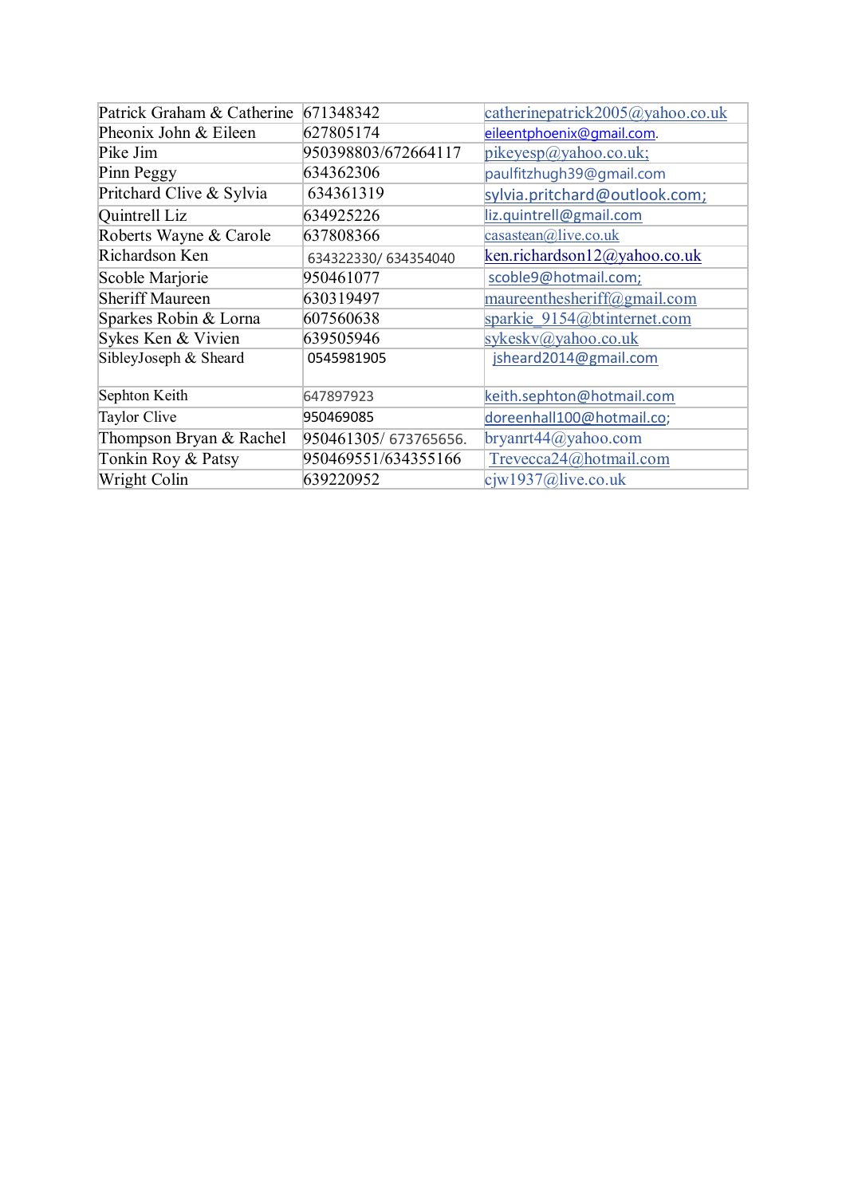| | | |
|---|---|---|
| Patrick Graham & Catherine | 671348342 | catherinepatrick2005@yahoo.co.uk |
| Pheonix John & Eileen | 627805174 | eileentphoenix@gmail.com. |
| Pike Jim | 950398803/672664117 | pikeyesp@yahoo.co.uk; |
| Pinn Peggy | 634362306 | paulfitzhugh39@gmail.com |
| Pritchard Clive & Sylvia | 634361319 | sylvia.pritchard@outlook.com; |
| Quintrell Liz | 634925226 | liz.quintrell@gmail.com |
| Roberts Wayne & Carole | 637808366 | casastean@live.co.uk |
| Richardson Ken | 634322330/ 634354040 | ken.richardson12@yahoo.co.uk |
| Scoble Marjorie | 950461077 | scoble9@hotmail.com; |
| Sheriff Maureen | 630319497 | maureenthesheriff@gmail.com |
| Sparkes Robin & Lorna | 607560638 | sparkie_9154@btinternet.com |
| Sykes Ken & Vivien | 639505946 | sykeskv@yahoo.co.uk |
| SibleyJoseph & Sheard | 0545981905 | jsheard2014@gmail.com |
| Sephton Keith | 647897923 | keith.sephton@hotmail.com |
| Taylor Clive | 950469085 | doreenhall100@hotmail.co; |
| Thompson Bryan & Rachel | 950461305/ 673765656. | bryanrt44@yahoo.com |
| Tonkin Roy & Patsy | 950469551/634355166 | Trevecca24@hotmail.com |
| Wright Colin | 639220952 | cjw1937@live.co.uk |